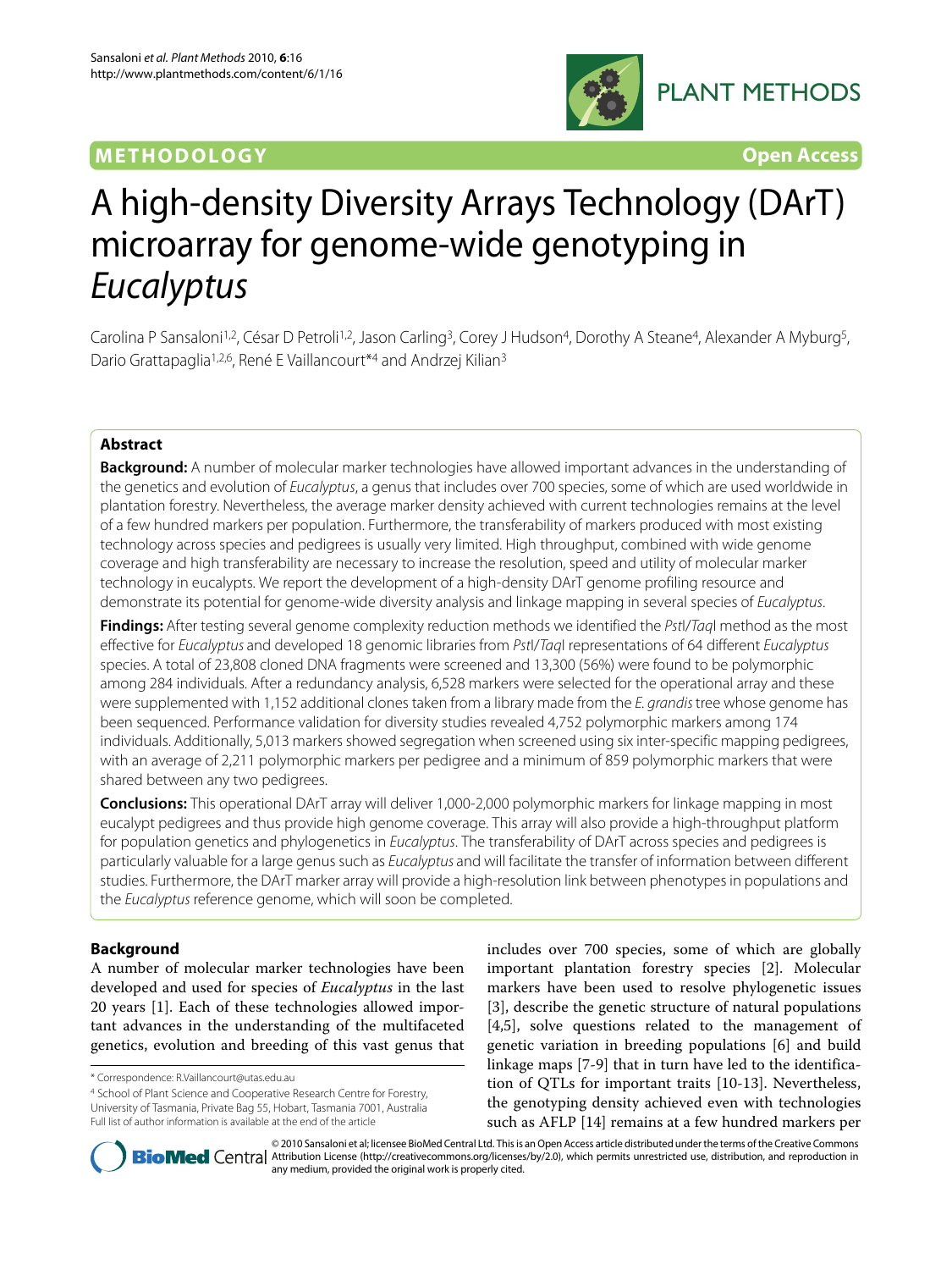METHODOLOGY **Open Access**

# A high-density Diversity Arrays Technology (DArT) microarray for genome-wide genotyping in *Eucalyptus*

Carolina P Sansaloni[1,2], César D Petroli[1,2], Jason Carling[3], Corey J Hudson[4], Dorothy A Steane[4], Alexander A Myburg[5], Dario Grattapaglia[1,2,6], René E Vaillancourt*[4] and Andrzej Kilian[3]

## Abstract

**Background:** A number of molecular marker technologies have allowed important advances in the understanding of the genetics and evolution of *Eucalyptus*, a genus that includes over 700 species, some of which are used worldwide in plantation forestry. Nevertheless, the average marker density achieved with current technologies remains at the level of a few hundred markers per population. Furthermore, the transferability of markers produced with most existing technology across species and pedigrees is usually very limited. High throughput, combined with wide genome coverage and high transferability are necessary to increase the resolution, speed and utility of molecular marker technology in eucalypts. We report the development of a high-density DArT genome profiling resource and demonstrate its potential for genome-wide diversity analysis and linkage mapping in several species of *Eucalyptus*.

**Findings:** After testing several genome complexity reduction methods we identified the *Pst*I/*Taq*I method as the most effective for *Eucalyptus* and developed 18 genomic libraries from *Pst*I/*Taq*I representations of 64 different *Eucalyptus* species. A total of 23,808 cloned DNA fragments were screened and 13,300 (56%) were found to be polymorphic among 284 individuals. After a redundancy analysis, 6,528 markers were selected for the operational array and these were supplemented with 1,152 additional clones taken from a library made from the *E. grandis* tree whose genome has been sequenced. Performance validation for diversity studies revealed 4,752 polymorphic markers among 174 individuals. Additionally, 5,013 markers showed segregation when screened using six inter-specific mapping pedigrees, with an average of 2,211 polymorphic markers per pedigree and a minimum of 859 polymorphic markers that were shared between any two pedigrees.

**Conclusions:** This operational DArT array will deliver 1,000-2,000 polymorphic markers for linkage mapping in most eucalypt pedigrees and thus provide high genome coverage. This array will also provide a high-throughput platform for population genetics and phylogenetics in *Eucalyptus*. The transferability of DArT across species and pedigrees is particularly valuable for a large genus such as *Eucalyptus* and will facilitate the transfer of information between different studies. Furthermore, the DArT marker array will provide a high-resolution link between phenotypes in populations and the *Eucalyptus* reference genome, which will soon be completed.

## Background

A number of molecular marker technologies have been developed and used for species of *Eucalyptus* in the last 20 years [1]. Each of these technologies allowed important advances in the understanding of the multifaceted genetics, evolution and breeding of this vast genus that includes over 700 species, some of which are globally important plantation forestry species [2]. Molecular markers have been used to resolve phylogenetic issues [3], describe the genetic structure of natural populations [4,5], solve questions related to the management of genetic variation in breeding populations [6] and build linkage maps [7-9] that in turn have led to the identification of QTLs for important traits [10-13]. Nevertheless, the genotyping density achieved even with technologies such as AFLP [14] remains at a few hundred markers per

\* Correspondence: R.Vaillancourt@utas.edu.au

[4] School of Plant Science and Cooperative Research Centre for Forestry, University of Tasmania, Private Bag 55, Hobart, Tasmania 7001, Australia

Full list of author information is available at the end of the article

© 2010 Sansaloni et al; licensee BioMed Central Ltd. This is an Open Access article distributed under the terms of the Creative Commons Attribution License (http://creativecommons.org/licenses/by/2.0), which permits unrestricted use, distribution, and reproduction in any medium, provided the original work is properly cited.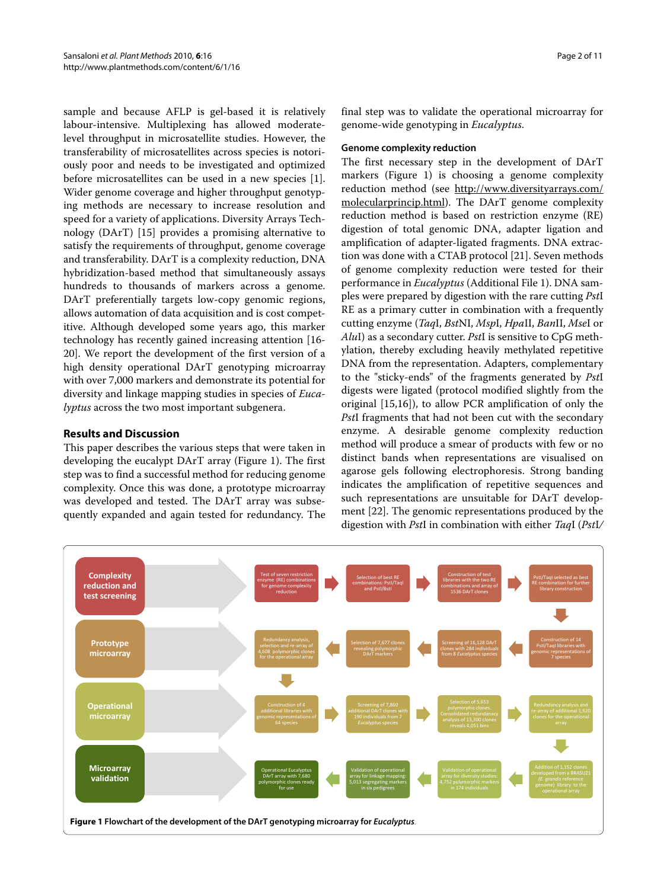sample and because AFLP is gel-based it is relatively labour-intensive. Multiplexing has allowed moderate-level throughput in microsatellite studies. However, the transferability of microsatellites across species is notoriously poor and needs to be investigated and optimized before microsatellites can be used in a new species [1]. Wider genome coverage and higher throughput genotyping methods are necessary to increase resolution and speed for a variety of applications. Diversity Arrays Technology (DArT) [15] provides a promising alternative to satisfy the requirements of throughput, genome coverage and transferability. DArT is a complexity reduction, DNA hybridization-based method that simultaneously assays hundreds to thousands of markers across a genome. DArT preferentially targets low-copy genomic regions, allows automation of data acquisition and is cost competitive. Although developed some years ago, this marker technology has recently gained increasing attention [16-20]. We report the development of the first version of a high density operational DArT genotyping microarray with over 7,000 markers and demonstrate its potential for diversity and linkage mapping studies in species of *Eucalyptus* across the two most important subgenera.

## Results and Discussion

This paper describes the various steps that were taken in developing the eucalypt DArT array (Figure 1). The first step was to find a successful method for reducing genome complexity. Once this was done, a prototype microarray was developed and tested. The DArT array was subsequently expanded and again tested for redundancy. The final step was to validate the operational microarray for genome-wide genotyping in *Eucalyptus*.

### Genome complexity reduction

The first necessary step in the development of DArT markers (Figure 1) is choosing a genome complexity reduction method (see http://www.diversityarrays.com/molecularprincip.html). The DArT genome complexity reduction method is based on restriction enzyme (RE) digestion of total genomic DNA, adapter ligation and amplification of adapter-ligated fragments. DNA extraction was done with a CTAB protocol [21]. Seven methods of genome complexity reduction were tested for their performance in *Eucalyptus* (Additional File 1). DNA samples were prepared by digestion with the rare cutting *Pst*I RE as a primary cutter in combination with a frequently cutting enzyme (*Taq*I, *Bst*NI, *Msp*I, *Hpa*II, *Ban*II, *Mse*I or *Alu*I) as a secondary cutter. *Pst*I is sensitive to CpG methylation, thereby excluding heavily methylated repetitive DNA from the representation. Adapters, complementary to the "sticky-ends" of the fragments generated by *Pst*I digests were ligated (protocol modified slightly from the original [15,16]), to allow PCR amplification of only the *Pst*I fragments that had not been cut with the secondary enzyme. A desirable genome complexity reduction method will produce a smear of products with few or no distinct bands when representations are visualised on agarose gels following electrophoresis. Strong banding indicates the amplification of repetitive sequences and such representations are unsuitable for DArT development [22]. The genomic representations produced by the digestion with *Pst*I in combination with either *Taq*I (*Pst*I/

**Complexity reduction and test screening:** Test of seven restriction enzyme (RE) combinations for genome complexity reduction → Selection of best RE combinations: PstI/TaqI and PstI/BstI → Construction of test libraries with the two RE combinations and array of 1536 DArT clones → PstI/TaqI selected as best RE combination for further library construction

**Prototype microarray:** Construction of 14 PstI/TaqI libraries with genomic representations of 7 species → Screening of 16,128 DArT clones with 284 individuals from 8 *Eucalyptus* species → Selection of 7,677 clones revealing polymorphic DArT markers → Redundancy analysis, selection and re-array of 4,608 polymorphic clones for the operational array

**Operational microarray:** Construction of 4 additional libraries with genomic representations of 64 species → Screening of 7,860 additional DArT clones with 190 individuals from 7 *Eucalyptus* species → Selection of 5,653 polymorphic clones. Consolidated redundancy analysis of 13,300 clones reveals 4,051 bins → Redundancy analysis and re-array of additional 1,920 clones for the operational array

**Microarray validation:** Addition of 1,152 clones developed from a BRASUZ1 (*E. grandis* reference genome) library to the operational array → Validation of operational array for diversity studies: 4,752 polymorphic markers in 174 individuals → Validation of operational array for linkage mapping: 5,013 segregating markers in six pedigrees → Operational Eucalyptus DArT array with 7,680 polymorphic clones ready for use

**Figure 1 Flowchart of the development of the DArT genotyping microarray for *Eucalyptus*.**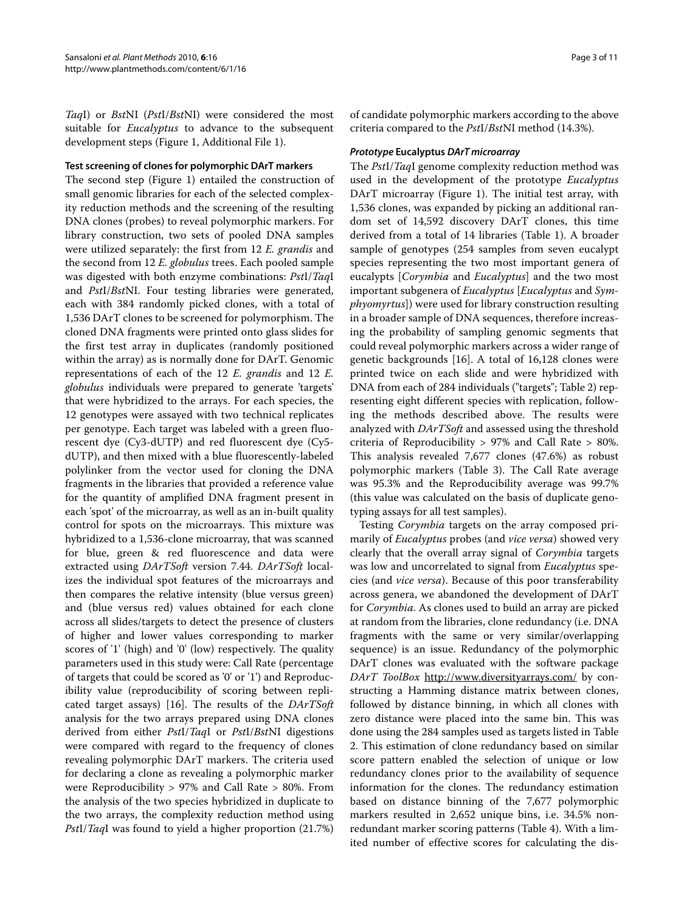*Taq*I) or *Bst*NI (*Pst*I/*Bst*NI) were considered the most suitable for *Eucalyptus* to advance to the subsequent development steps (Figure 1, Additional File 1).

### Test screening of clones for polymorphic DArT markers

The second step (Figure 1) entailed the construction of small genomic libraries for each of the selected complexity reduction methods and the screening of the resulting DNA clones (probes) to reveal polymorphic markers. For library construction, two sets of pooled DNA samples were utilized separately: the first from 12 *E. grandis* and the second from 12 *E. globulus* trees. Each pooled sample was digested with both enzyme combinations: *Pst*I/*Taq*I and *Pst*I/*Bst*NI. Four testing libraries were generated, each with 384 randomly picked clones, with a total of 1,536 DArT clones to be screened for polymorphism. The cloned DNA fragments were printed onto glass slides for the first test array in duplicates (randomly positioned within the array) as is normally done for DArT. Genomic representations of each of the 12 *E. grandis* and 12 *E. globulus* individuals were prepared to generate 'targets' that were hybridized to the arrays. For each species, the 12 genotypes were assayed with two technical replicates per genotype. Each target was labeled with a green fluorescent dye (Cy3-dUTP) and red fluorescent dye (Cy5-dUTP), and then mixed with a blue fluorescently-labeled polylinker from the vector used for cloning the DNA fragments in the libraries that provided a reference value for the quantity of amplified DNA fragment present in each 'spot' of the microarray, as well as an in-built quality control for spots on the microarrays. This mixture was hybridized to a 1,536-clone microarray, that was scanned for blue, green & red fluorescence and data were extracted using *DArTSoft* version 7.44. *DArTSoft* localizes the individual spot features of the microarrays and then compares the relative intensity (blue versus green) and (blue versus red) values obtained for each clone across all slides/targets to detect the presence of clusters of higher and lower values corresponding to marker scores of '1' (high) and '0' (low) respectively. The quality parameters used in this study were: Call Rate (percentage of targets that could be scored as '0' or '1') and Reproducibility value (reproducibility of scoring between replicated target assays) [16]. The results of the *DArTSoft* analysis for the two arrays prepared using DNA clones derived from either *Pst*I/*Taq*I or *Pst*I/*Bst*NI digestions were compared with regard to the frequency of clones revealing polymorphic DArT markers. The criteria used for declaring a clone as revealing a polymorphic marker were Reproducibility > 97% and Call Rate > 80%. From the analysis of the two species hybridized in duplicate to the two arrays, the complexity reduction method using *Pst*I/*Taq*I was found to yield a higher proportion (21.7%) of candidate polymorphic markers according to the above criteria compared to the *Pst*I/*Bst*NI method (14.3%).

### *Prototype* Eucalyptus *DArT microarray*

The *Pst*I/*Taq*I genome complexity reduction method was used in the development of the prototype *Eucalyptus* DArT microarray (Figure 1). The initial test array, with 1,536 clones, was expanded by picking an additional random set of 14,592 discovery DArT clones, this time derived from a total of 14 libraries (Table 1). A broader sample of genotypes (254 samples from seven eucalypt species representing the two most important genera of eucalypts [*Corymbia* and *Eucalyptus*] and the two most important subgenera of *Eucalyptus* [*Eucalyptus* and *Symphyomyrtus*]) were used for library construction resulting in a broader sample of DNA sequences, therefore increasing the probability of sampling genomic segments that could reveal polymorphic markers across a wider range of genetic backgrounds [16]. A total of 16,128 clones were printed twice on each slide and were hybridized with DNA from each of 284 individuals ("targets"; Table 2) representing eight different species with replication, following the methods described above. The results were analyzed with *DArTSoft* and assessed using the threshold criteria of Reproducibility > 97% and Call Rate > 80%. This analysis revealed 7,677 clones (47.6%) as robust polymorphic markers (Table 3). The Call Rate average was 95.3% and the Reproducibility average was 99.7% (this value was calculated on the basis of duplicate genotyping assays for all test samples).

Testing *Corymbia* targets on the array composed primarily of *Eucalyptus* probes (and *vice versa*) showed very clearly that the overall array signal of *Corymbia* targets was low and uncorrelated to signal from *Eucalyptus* species (and *vice versa*). Because of this poor transferability across genera, we abandoned the development of DArT for *Corymbia*. As clones used to build an array are picked at random from the libraries, clone redundancy (i.e. DNA fragments with the same or very similar/overlapping sequence) is an issue. Redundancy of the polymorphic DArT clones was evaluated with the software package *DArT ToolBox* http://www.diversityarrays.com/ by constructing a Hamming distance matrix between clones, followed by distance binning, in which all clones with zero distance were placed into the same bin. This was done using the 284 samples used as targets listed in Table 2. This estimation of clone redundancy based on similar score pattern enabled the selection of unique or low redundancy clones prior to the availability of sequence information for the clones. The redundancy estimation based on distance binning of the 7,677 polymorphic markers resulted in 2,652 unique bins, i.e. 34.5% non-redundant marker scoring patterns (Table 4). With a limited number of effective scores for calculating the dis-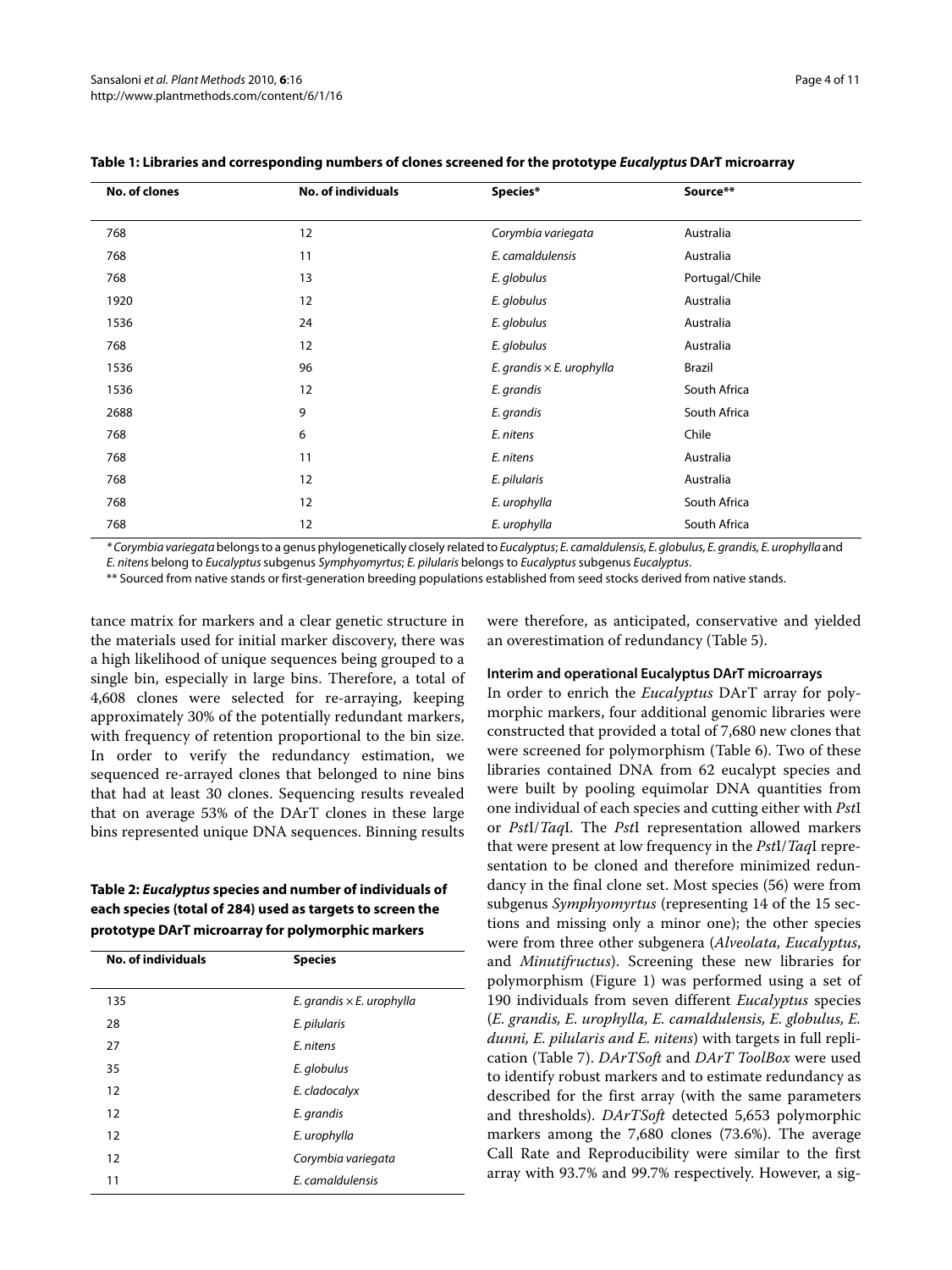**Table 1: Libraries and corresponding numbers of clones screened for the prototype *Eucalyptus* DArT microarray**

| No. of clones | No. of individuals | Species* | Source** |
|---|---|---|---|
| 768 | 12 | *Corymbia variegata* | Australia |
| 768 | 11 | *E. camaldulensis* | Australia |
| 768 | 13 | *E. globulus* | Portugal/Chile |
| 1920 | 12 | *E. globulus* | Australia |
| 1536 | 24 | *E. globulus* | Australia |
| 768 | 12 | *E. globulus* | Australia |
| 1536 | 96 | *E. grandis* × *E. urophylla* | Brazil |
| 1536 | 12 | *E. grandis* | South Africa |
| 2688 | 9 | *E. grandis* | South Africa |
| 768 | 6 | *E. nitens* | Chile |
| 768 | 11 | *E. nitens* | Australia |
| 768 | 12 | *E. pilularis* | Australia |
| 768 | 12 | *E. urophylla* | South Africa |
| 768 | 12 | *E. urophylla* | South Africa |

* *Corymbia variegata* belongs to a genus phylogenetically closely related to *Eucalyptus*; *E. camaldulensis, E. globulus, E. grandis, E. urophylla* and *E. nitens* belong to *Eucalyptus* subgenus *Symphyomyrtus*; *E. pilularis* belongs to *Eucalyptus* subgenus *Eucalyptus*.

** Sourced from native stands or first-generation breeding populations established from seed stocks derived from native stands.

tance matrix for markers and a clear genetic structure in the materials used for initial marker discovery, there was a high likelihood of unique sequences being grouped to a single bin, especially in large bins. Therefore, a total of 4,608 clones were selected for re-arraying, keeping approximately 30% of the potentially redundant markers, with frequency of retention proportional to the bin size. In order to verify the redundancy estimation, we sequenced re-arrayed clones that belonged to nine bins that had at least 30 clones. Sequencing results revealed that on average 53% of the DArT clones in these large bins represented unique DNA sequences. Binning results were therefore, as anticipated, conservative and yielded an overestimation of redundancy (Table 5).

**Table 2: *Eucalyptus* species and number of individuals of each species (total of 284) used as targets to screen the prototype DArT microarray for polymorphic markers**

| No. of individuals | Species |
|---|---|
| 135 | *E. grandis* × *E. urophylla* |
| 28 | *E. pilularis* |
| 27 | *E. nitens* |
| 35 | *E. globulus* |
| 12 | *E. cladocalyx* |
| 12 | *E. grandis* |
| 12 | *E. urophylla* |
| 12 | *Corymbia variegata* |
| 11 | *E. camaldulensis* |

#### Interim and operational Eucalyptus DArT microarrays

In order to enrich the *Eucalyptus* DArT array for polymorphic markers, four additional genomic libraries were constructed that provided a total of 7,680 new clones that were screened for polymorphism (Table 6). Two of these libraries contained DNA from 62 eucalypt species and were built by pooling equimolar DNA quantities from one individual of each species and cutting either with *Pst*I or *Pst*I/*Taq*I. The *Pst*I representation allowed markers that were present at low frequency in the *Pst*I/*Taq*I representation to be cloned and therefore minimized redundancy in the final clone set. Most species (56) were from subgenus *Symphyomyrtus* (representing 14 of the 15 sections and missing only a minor one); the other species were from three other subgenera (*Alveolata, Eucalyptus*, and *Minutifructus*). Screening these new libraries for polymorphism (Figure 1) was performed using a set of 190 individuals from seven different *Eucalyptus* species (*E. grandis, E. urophylla, E. camaldulensis, E. globulus, E. dunni, E. pilularis and E. nitens*) with targets in full replication (Table 7). *DArTSoft* and *DArT ToolBox* were used to identify robust markers and to estimate redundancy as described for the first array (with the same parameters and thresholds). *DArTSoft* detected 5,653 polymorphic markers among the 7,680 clones (73.6%). The average Call Rate and Reproducibility were similar to the first array with 93.7% and 99.7% respectively. However, a sig-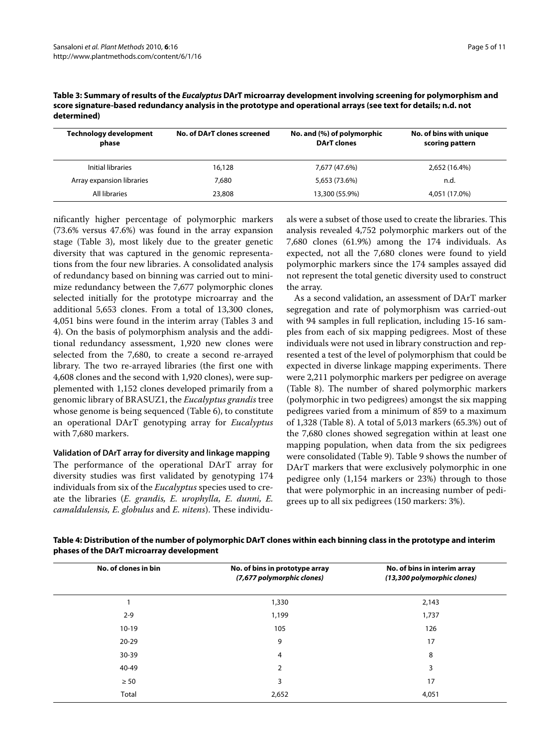**Table 3: Summary of results of the *Eucalyptus* DArT microarray development involving screening for polymorphism and score signature-based redundancy analysis in the prototype and operational arrays (see text for details; n.d. not determined)**

| Technology development phase | No. of DArT clones screened | No. and (%) of polymorphic DArT clones | No. of bins with unique scoring pattern |
|---|---|---|---|
| Initial libraries | 16,128 | 7,677 (47.6%) | 2,652 (16.4%) |
| Array expansion libraries | 7,680 | 5,653 (73.6%) | n.d. |
| All libraries | 23,808 | 13,300 (55.9%) | 4,051 (17.0%) |

nificantly higher percentage of polymorphic markers (73.6% versus 47.6%) was found in the array expansion stage (Table 3), most likely due to the greater genetic diversity that was captured in the genomic representations from the four new libraries. A consolidated analysis of redundancy based on binning was carried out to minimize redundancy between the 7,677 polymorphic clones selected initially for the prototype microarray and the additional 5,653 clones. From a total of 13,300 clones, 4,051 bins were found in the interim array (Tables 3 and 4). On the basis of polymorphism analysis and the additional redundancy assessment, 1,920 new clones were selected from the 7,680, to create a second re-arrayed library. The two re-arrayed libraries (the first one with 4,608 clones and the second with 1,920 clones), were supplemented with 1,152 clones developed primarily from a genomic library of BRASUZ1, the *Eucalyptus grandis* tree whose genome is being sequenced (Table 6), to constitute an operational DArT genotyping array for *Eucalyptus* with 7,680 markers.

### Validation of DArT array for diversity and linkage mapping

The performance of the operational DArT array for diversity studies was first validated by genotyping 174 individuals from six of the *Eucalyptus* species used to create the libraries (*E. grandis, E. urophylla, E. dunni, E. camaldulensis, E. globulus* and *E. nitens*). These individuals were a subset of those used to create the libraries. This analysis revealed 4,752 polymorphic markers out of the 7,680 clones (61.9%) among the 174 individuals. As expected, not all the 7,680 clones were found to yield polymorphic markers since the 174 samples assayed did not represent the total genetic diversity used to construct the array.

As a second validation, an assessment of DArT marker segregation and rate of polymorphism was carried-out with 94 samples in full replication, including 15-16 samples from each of six mapping pedigrees. Most of these individuals were not used in library construction and represented a test of the level of polymorphism that could be expected in diverse linkage mapping experiments. There were 2,211 polymorphic markers per pedigree on average (Table 8). The number of shared polymorphic markers (polymorphic in two pedigrees) amongst the six mapping pedigrees varied from a minimum of 859 to a maximum of 1,328 (Table 8). A total of 5,013 markers (65.3%) out of the 7,680 clones showed segregation within at least one mapping population, when data from the six pedigrees were consolidated (Table 9). Table 9 shows the number of DArT markers that were exclusively polymorphic in one pedigree only (1,154 markers or 23%) through to those that were polymorphic in an increasing number of pedigrees up to all six pedigrees (150 markers: 3%).

**Table 4: Distribution of the number of polymorphic DArT clones within each binning class in the prototype and interim phases of the DArT microarray development**

| No. of clones in bin | No. of bins in prototype array *(7,677 polymorphic clones)* | No. of bins in interim array *(13,300 polymorphic clones)* |
|---|---|---|
| 1 | 1,330 | 2,143 |
| 2-9 | 1,199 | 1,737 |
| 10-19 | 105 | 126 |
| 20-29 | 9 | 17 |
| 30-39 | 4 | 8 |
| 40-49 | 2 | 3 |
| ≥ 50 | 3 | 17 |
| Total | 2,652 | 4,051 |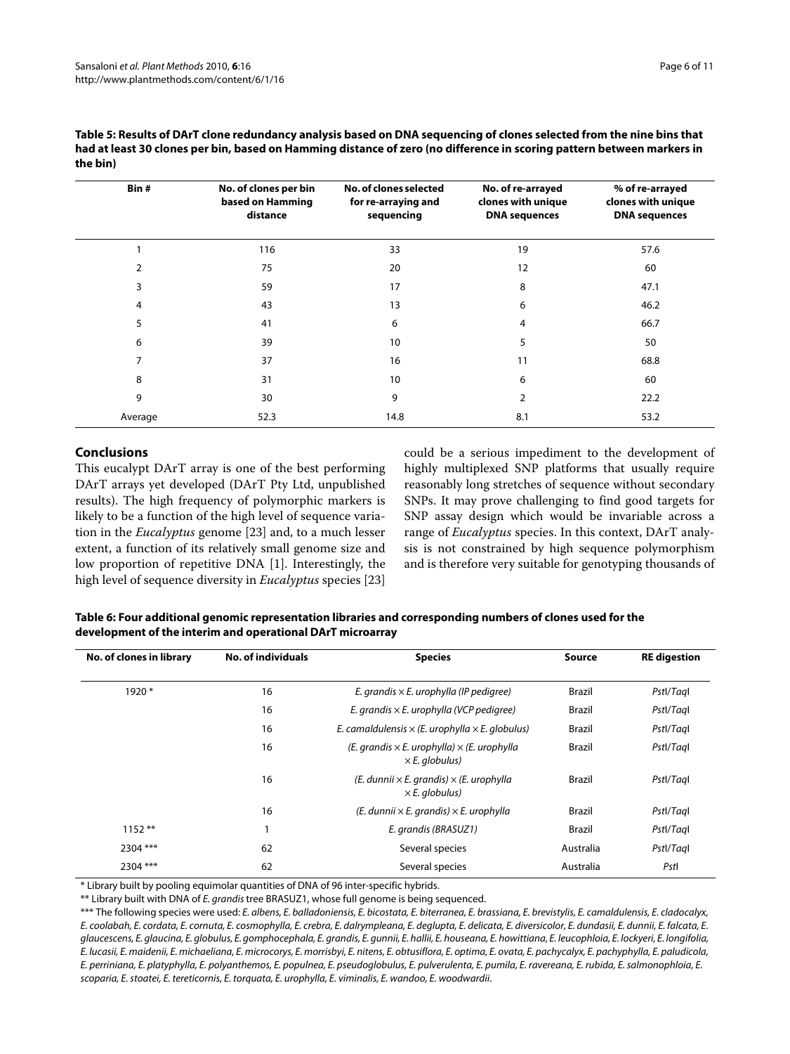**Table 5: Results of DArT clone redundancy analysis based on DNA sequencing of clones selected from the nine bins that had at least 30 clones per bin, based on Hamming distance of zero (no difference in scoring pattern between markers in the bin)**

| Bin # | No. of clones per bin based on Hamming distance | No. of clones selected for re-arraying and sequencing | No. of re-arrayed clones with unique DNA sequences | % of re-arrayed clones with unique DNA sequences |
|---|---|---|---|---|
| 1 | 116 | 33 | 19 | 57.6 |
| 2 | 75 | 20 | 12 | 60 |
| 3 | 59 | 17 | 8 | 47.1 |
| 4 | 43 | 13 | 6 | 46.2 |
| 5 | 41 | 6 | 4 | 66.7 |
| 6 | 39 | 10 | 5 | 50 |
| 7 | 37 | 16 | 11 | 68.8 |
| 8 | 31 | 10 | 6 | 60 |
| 9 | 30 | 9 | 2 | 22.2 |
| Average | 52.3 | 14.8 | 8.1 | 53.2 |

## Conclusions

This eucalypt DArT array is one of the best performing DArT arrays yet developed (DArT Pty Ltd, unpublished results). The high frequency of polymorphic markers is likely to be a function of the high level of sequence variation in the *Eucalyptus* genome [23] and, to a much lesser extent, a function of its relatively small genome size and low proportion of repetitive DNA [1]. Interestingly, the high level of sequence diversity in *Eucalyptus* species [23] could be a serious impediment to the development of highly multiplexed SNP platforms that usually require reasonably long stretches of sequence without secondary SNPs. It may prove challenging to find good targets for SNP assay design which would be invariable across a range of *Eucalyptus* species. In this context, DArT analysis is not constrained by high sequence polymorphism and is therefore very suitable for genotyping thousands of

**Table 6: Four additional genomic representation libraries and corresponding numbers of clones used for the development of the interim and operational DArT microarray**

| No. of clones in library | No. of individuals | Species | Source | RE digestion |
|---|---|---|---|---|
| 1920 * | 16 | *E. grandis* × *E. urophylla (IP pedigree)* | Brazil | *Pst*I/*Taq*I |
| | 16 | *E. grandis* × *E. urophylla (VCP pedigree)* | Brazil | *Pst*I/*Taq*I |
| | 16 | *E. camaldulensis* × *(E. urophylla* × *E. globulus)* | Brazil | *Pst*I/*Taq*I |
| | 16 | *(E. grandis* × *E. urophylla)* × *(E. urophylla* × *E. globulus)* | Brazil | *Pst*I/*Taq*I |
| | 16 | *(E. dunnii* × *E. grandis)* × *(E. urophylla* × *E. globulus)* | Brazil | *Pst*I/*Taq*I |
| | 16 | *(E. dunnii* × *E. grandis)* × *E. urophylla* | Brazil | *Pst*I/*Taq*I |
| 1152 ** | 1 | *E. grandis (BRASUZ1)* | Brazil | *Pst*I/*Taq*I |
| 2304 *** | 62 | Several species | Australia | *Pst*I/*Taq*I |
| 2304 *** | 62 | Several species | Australia | *Pst*I |

\* Library built by pooling equimolar quantities of DNA of 96 inter-specific hybrids.

** Library built with DNA of *E. grandis* tree BRASUZ1, whose full genome is being sequenced.

*** The following species were used: *E. albens, E. balladoniensis, E. bicostata, E. biterranea, E. brassiana, E. brevistylis, E. camaldulensis, E. cladocalyx, E. coolabah, E. cordata, E. cornuta, E. cosmophylla, E. crebra, E. dalrympleana, E. deglupta, E. delicata, E. diversicolor, E. dundasii, E. dunnii, E. falcata, E. glaucescens, E. glaucina, E. globulus, E. gomphocephala, E. grandis, E. gunnii, E. hallii, E. houseana, E. howittiana, E. leucophloia, E. lockyeri, E. longifolia, E. lucasii, E. maidenii, E. michaeliana, E. microcorys, E. morrisbyi, E. nitens, E. obtusiflora, E. optima, E. ovata, E. pachycalyx, E. pachyphylla, E. paludicola, E. perriniana, E. platyphylla, E. polyanthemos, E. populnea, E. pseudoglobulus, E. pulverulenta, E. pumila, E. ravereana, E. rubida, E. salmonophloia, E. scoparia, E. stoatei, E. tereticornis, E. torquata, E. urophylla, E. viminalis, E. wandoo, E. woodwardii.*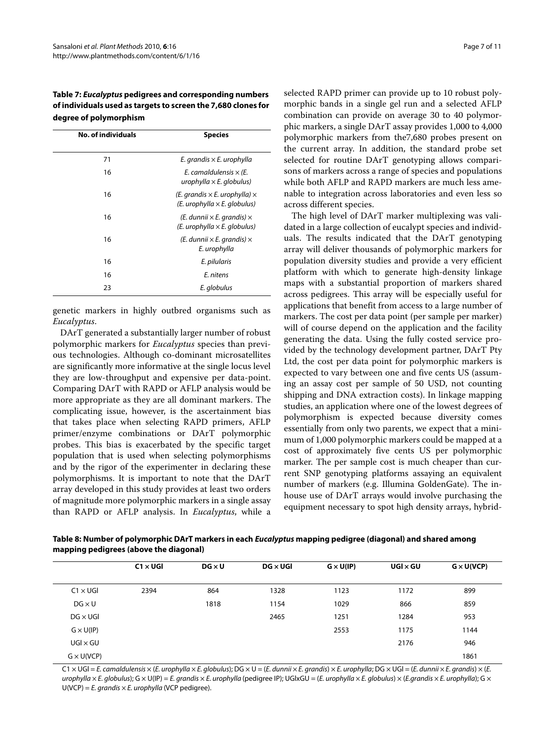**Table 7: *Eucalyptus* pedigrees and corresponding numbers of individuals used as targets to screen the 7,680 clones for degree of polymorphism**

| No. of individuals | Species |
|---|---|
| 71 | *E. grandis* × *E. urophylla* |
| 16 | *E. camaldulensis* × (*E. urophylla* × *E. globulus*) |
| 16 | (*E. grandis* × *E. urophylla*) × (*E. urophylla* × *E. globulus*) |
| 16 | (*E. dunnii* × *E. grandis*) × (*E. urophylla* × *E. globulus*) |
| 16 | (*E. dunnii* × *E. grandis*) × *E. urophylla* |
| 16 | *E. pilularis* |
| 16 | *E. nitens* |
| 23 | *E. globulus* |

genetic markers in highly outbred organisms such as *Eucalyptus*.

DArT generated a substantially larger number of robust polymorphic markers for *Eucalyptus* species than previous technologies. Although co-dominant microsatellites are significantly more informative at the single locus level they are low-throughput and expensive per data-point. Comparing DArT with RAPD or AFLP analysis would be more appropriate as they are all dominant markers. The complicating issue, however, is the ascertainment bias that takes place when selecting RAPD primers, AFLP primer/enzyme combinations or DArT polymorphic probes. This bias is exacerbated by the specific target population that is used when selecting polymorphisms and by the rigor of the experimenter in declaring these polymorphisms. It is important to note that the DArT array developed in this study provides at least two orders of magnitude more polymorphic markers in a single assay than RAPD or AFLP analysis. In *Eucalyptus*, while a selected RAPD primer can provide up to 10 robust polymorphic bands in a single gel run and a selected AFLP combination can provide on average 30 to 40 polymorphic markers, a single DArT assay provides 1,000 to 4,000 polymorphic markers from the7,680 probes present on the current array. In addition, the standard probe set selected for routine DArT genotyping allows comparisons of markers across a range of species and populations while both AFLP and RAPD markers are much less amenable to integration across laboratories and even less so across different species.

The high level of DArT marker multiplexing was validated in a large collection of eucalypt species and individuals. The results indicated that the DArT genotyping array will deliver thousands of polymorphic markers for population diversity studies and provide a very efficient platform with which to generate high-density linkage maps with a substantial proportion of markers shared across pedigrees. This array will be especially useful for applications that benefit from access to a large number of markers. The cost per data point (per sample per marker) will of course depend on the application and the facility generating the data. Using the fully costed service provided by the technology development partner, DArT Pty Ltd, the cost per data point for polymorphic markers is expected to vary between one and five cents US (assuming an assay cost per sample of 50 USD, not counting shipping and DNA extraction costs). In linkage mapping studies, an application where one of the lowest degrees of polymorphism is expected because diversity comes essentially from only two parents, we expect that a minimum of 1,000 polymorphic markers could be mapped at a cost of approximately five cents US per polymorphic marker. The per sample cost is much cheaper than current SNP genotyping platforms assaying an equivalent number of markers (e.g. Illumina GoldenGate). The in-house use of DArT arrays would involve purchasing the equipment necessary to spot high density arrays, hybrid-

**Table 8: Number of polymorphic DArT markers in each *Eucalyptus* mapping pedigree (diagonal) and shared among mapping pedigrees (above the diagonal)**

| | C1 × UGl | DG × U | DG × UGl | G × U(IP) | UGl × GU | G × U(VCP) |
|---|---|---|---|---|---|---|
| C1 × UGl | 2394 | 864 | 1328 | 1123 | 1172 | 899 |
| DG × U | | 1818 | 1154 | 1029 | 866 | 859 |
| DG × UGl | | | 2465 | 1251 | 1284 | 953 |
| G × U(IP) | | | | 2553 | 1175 | 1144 |
| UGl × GU | | | | | 2176 | 946 |
| G × U(VCP) | | | | | | 1861 |

C1 × UGl = *E. camaldulensis* × (*E. urophylla* × *E. globulus*); DG × U = (*E. dunnii* × *E. grandis*) × *E. urophylla*; DG × UGl = (*E. dunnii* × *E. grandis*) × (*E. urophylla* × *E. globulus*); G × U(IP) = *E. grandis* × *E. urophylla* (pedigree IP); UGlxGU = (*E. urophylla* × *E. globulus*) × (*E.grandis* × *E. urophylla*); G × U(VCP) = *E. grandis* × *E. urophylla* (VCP pedigree).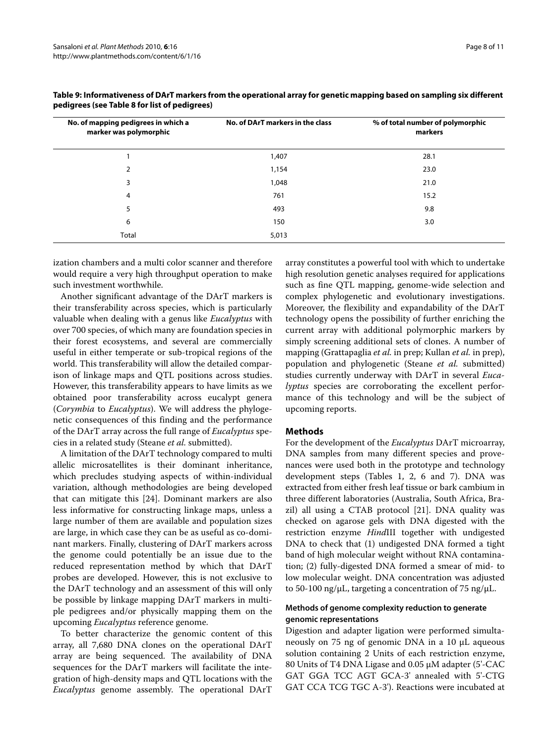**Table 9: Informativeness of DArT markers from the operational array for genetic mapping based on sampling six different pedigrees (see Table 8 for list of pedigrees)**

| No. of mapping pedigrees in which a marker was polymorphic | No. of DArT markers in the class | % of total number of polymorphic markers |
|---|---|---|
| 1 | 1,407 | 28.1 |
| 2 | 1,154 | 23.0 |
| 3 | 1,048 | 21.0 |
| 4 | 761 | 15.2 |
| 5 | 493 | 9.8 |
| 6 | 150 | 3.0 |
| Total | 5,013 | |

ization chambers and a multi color scanner and therefore would require a very high throughput operation to make such investment worthwhile.

Another significant advantage of the DArT markers is their transferability across species, which is particularly valuable when dealing with a genus like *Eucalyptus* with over 700 species, of which many are foundation species in their forest ecosystems, and several are commercially useful in either temperate or sub-tropical regions of the world. This transferability will allow the detailed comparison of linkage maps and QTL positions across studies. However, this transferability appears to have limits as we obtained poor transferability across eucalypt genera (*Corymbia* to *Eucalyptus*). We will address the phylogenetic consequences of this finding and the performance of the DArT array across the full range of *Eucalyptus* species in a related study (Steane *et al.* submitted).

A limitation of the DArT technology compared to multi allelic microsatellites is their dominant inheritance, which precludes studying aspects of within-individual variation, although methodologies are being developed that can mitigate this [24]. Dominant markers are also less informative for constructing linkage maps, unless a large number of them are available and population sizes are large, in which case they can be as useful as co-dominant markers. Finally, clustering of DArT markers across the genome could potentially be an issue due to the reduced representation method by which that DArT probes are developed. However, this is not exclusive to the DArT technology and an assessment of this will only be possible by linkage mapping DArT markers in multiple pedigrees and/or physically mapping them on the upcoming *Eucalyptus* reference genome.

To better characterize the genomic content of this array, all 7,680 DNA clones on the operational DArT array are being sequenced. The availability of DNA sequences for the DArT markers will facilitate the integration of high-density maps and QTL locations with the *Eucalyptus* genome assembly. The operational DArT array constitutes a powerful tool with which to undertake high resolution genetic analyses required for applications such as fine QTL mapping, genome-wide selection and complex phylogenetic and evolutionary investigations. Moreover, the flexibility and expandability of the DArT technology opens the possibility of further enriching the current array with additional polymorphic markers by simply screening additional sets of clones. A number of mapping (Grattapaglia *et al.* in prep; Kullan *et al.* in prep), population and phylogenetic (Steane *et al.* submitted) studies currently underway with DArT in several *Eucalyptus* species are corroborating the excellent performance of this technology and will be the subject of upcoming reports.

## Methods

For the development of the *Eucalyptus* DArT microarray, DNA samples from many different species and provenances were used both in the prototype and technology development steps (Tables 1, 2, 6 and 7). DNA was extracted from either fresh leaf tissue or bark cambium in three different laboratories (Australia, South Africa, Brazil) all using a CTAB protocol [21]. DNA quality was checked on agarose gels with DNA digested with the restriction enzyme *Hind*III together with undigested DNA to check that (1) undigested DNA formed a tight band of high molecular weight without RNA contamination; (2) fully-digested DNA formed a smear of mid- to low molecular weight. DNA concentration was adjusted to 50-100 ng/μL, targeting a concentration of 75 ng/μL.

### Methods of genome complexity reduction to generate genomic representations

Digestion and adapter ligation were performed simultaneously on 75 ng of genomic DNA in a 10 μL aqueous solution containing 2 Units of each restriction enzyme, 80 Units of T4 DNA Ligase and 0.05 μM adapter (5'-CAC GAT GGA TCC AGT GCA-3' annealed with 5'-CTG GAT CCA TCG TGC A-3'). Reactions were incubated at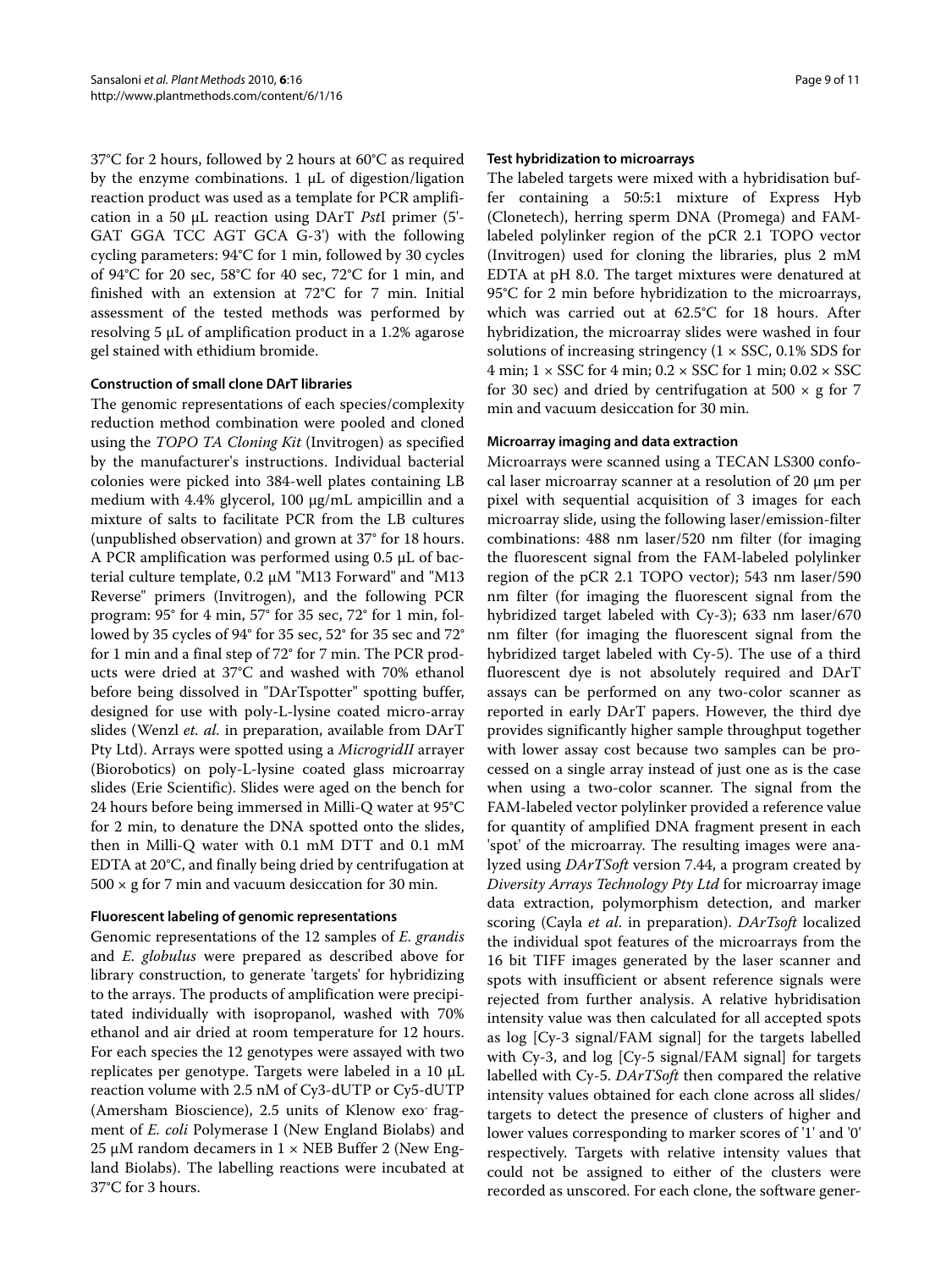37°C for 2 hours, followed by 2 hours at 60°C as required by the enzyme combinations. 1 μL of digestion/ligation reaction product was used as a template for PCR amplification in a 50 μL reaction using DArT *Pst*I primer (5'-GAT GGA TCC AGT GCA G-3') with the following cycling parameters: 94°C for 1 min, followed by 30 cycles of 94°C for 20 sec, 58°C for 40 sec, 72°C for 1 min, and finished with an extension at 72°C for 7 min. Initial assessment of the tested methods was performed by resolving 5 μL of amplification product in a 1.2% agarose gel stained with ethidium bromide.

#### Construction of small clone DArT libraries

The genomic representations of each species/complexity reduction method combination were pooled and cloned using the *TOPO TA Cloning Kit* (Invitrogen) as specified by the manufacturer's instructions. Individual bacterial colonies were picked into 384-well plates containing LB medium with 4.4% glycerol, 100 μg/mL ampicillin and a mixture of salts to facilitate PCR from the LB cultures (unpublished observation) and grown at 37° for 18 hours. A PCR amplification was performed using 0.5 μL of bacterial culture template, 0.2 μM "M13 Forward" and "M13 Reverse" primers (Invitrogen), and the following PCR program: 95° for 4 min, 57° for 35 sec, 72° for 1 min, followed by 35 cycles of 94° for 35 sec, 52° for 35 sec and 72° for 1 min and a final step of 72° for 7 min. The PCR products were dried at 37°C and washed with 70% ethanol before being dissolved in "DArTspotter" spotting buffer, designed for use with poly-L-lysine coated micro-array slides (Wenzl *et. al.* in preparation, available from DArT Pty Ltd). Arrays were spotted using a *MicrogridII* arrayer (Biorobotics) on poly-L-lysine coated glass microarray slides (Erie Scientific). Slides were aged on the bench for 24 hours before being immersed in Milli-Q water at 95°C for 2 min, to denature the DNA spotted onto the slides, then in Milli-Q water with 0.1 mM DTT and 0.1 mM EDTA at 20°C, and finally being dried by centrifugation at 500 × g for 7 min and vacuum desiccation for 30 min.

#### Fluorescent labeling of genomic representations

Genomic representations of the 12 samples of *E. grandis* and *E. globulus* were prepared as described above for library construction, to generate 'targets' for hybridizing to the arrays. The products of amplification were precipitated individually with isopropanol, washed with 70% ethanol and air dried at room temperature for 12 hours. For each species the 12 genotypes were assayed with two replicates per genotype. Targets were labeled in a 10 μL reaction volume with 2.5 nM of Cy3-dUTP or Cy5-dUTP (Amersham Bioscience), 2.5 units of Klenow exo$^-$ fragment of *E. coli* Polymerase I (New England Biolabs) and 25 μM random decamers in 1 × NEB Buffer 2 (New England Biolabs). The labelling reactions were incubated at 37°C for 3 hours.

#### Test hybridization to microarrays

The labeled targets were mixed with a hybridisation buffer containing a 50:5:1 mixture of Express Hyb (Clonetech), herring sperm DNA (Promega) and FAM-labeled polylinker region of the pCR 2.1 TOPO vector (Invitrogen) used for cloning the libraries, plus 2 mM EDTA at pH 8.0. The target mixtures were denatured at 95°C for 2 min before hybridization to the microarrays, which was carried out at 62.5°C for 18 hours. After hybridization, the microarray slides were washed in four solutions of increasing stringency (1 × SSC, 0.1% SDS for 4 min; 1 × SSC for 4 min; 0.2 × SSC for 1 min; 0.02 × SSC for 30 sec) and dried by centrifugation at 500 × g for 7 min and vacuum desiccation for 30 min.

#### Microarray imaging and data extraction

Microarrays were scanned using a TECAN LS300 confocal laser microarray scanner at a resolution of 20 μm per pixel with sequential acquisition of 3 images for each microarray slide, using the following laser/emission-filter combinations: 488 nm laser/520 nm filter (for imaging the fluorescent signal from the FAM-labeled polylinker region of the pCR 2.1 TOPO vector); 543 nm laser/590 nm filter (for imaging the fluorescent signal from the hybridized target labeled with Cy-3); 633 nm laser/670 nm filter (for imaging the fluorescent signal from the hybridized target labeled with Cy-5). The use of a third fluorescent dye is not absolutely required and DArT assays can be performed on any two-color scanner as reported in early DArT papers. However, the third dye provides significantly higher sample throughput together with lower assay cost because two samples can be processed on a single array instead of just one as is the case when using a two-color scanner. The signal from the FAM-labeled vector polylinker provided a reference value for quantity of amplified DNA fragment present in each 'spot' of the microarray. The resulting images were analyzed using *DArTSoft* version 7.44, a program created by *Diversity Arrays Technology Pty Ltd* for microarray image data extraction, polymorphism detection, and marker scoring (Cayla *et al*. in preparation). *DArTsoft* localized the individual spot features of the microarrays from the 16 bit TIFF images generated by the laser scanner and spots with insufficient or absent reference signals were rejected from further analysis. A relative hybridisation intensity value was then calculated for all accepted spots as log [Cy-3 signal/FAM signal] for the targets labelled with Cy-3, and log [Cy-5 signal/FAM signal] for targets labelled with Cy-5. *DArTSoft* then compared the relative intensity values obtained for each clone across all slides/targets to detect the presence of clusters of higher and lower values corresponding to marker scores of '1' and '0' respectively. Targets with relative intensity values that could not be assigned to either of the clusters were recorded as unscored. For each clone, the software gener-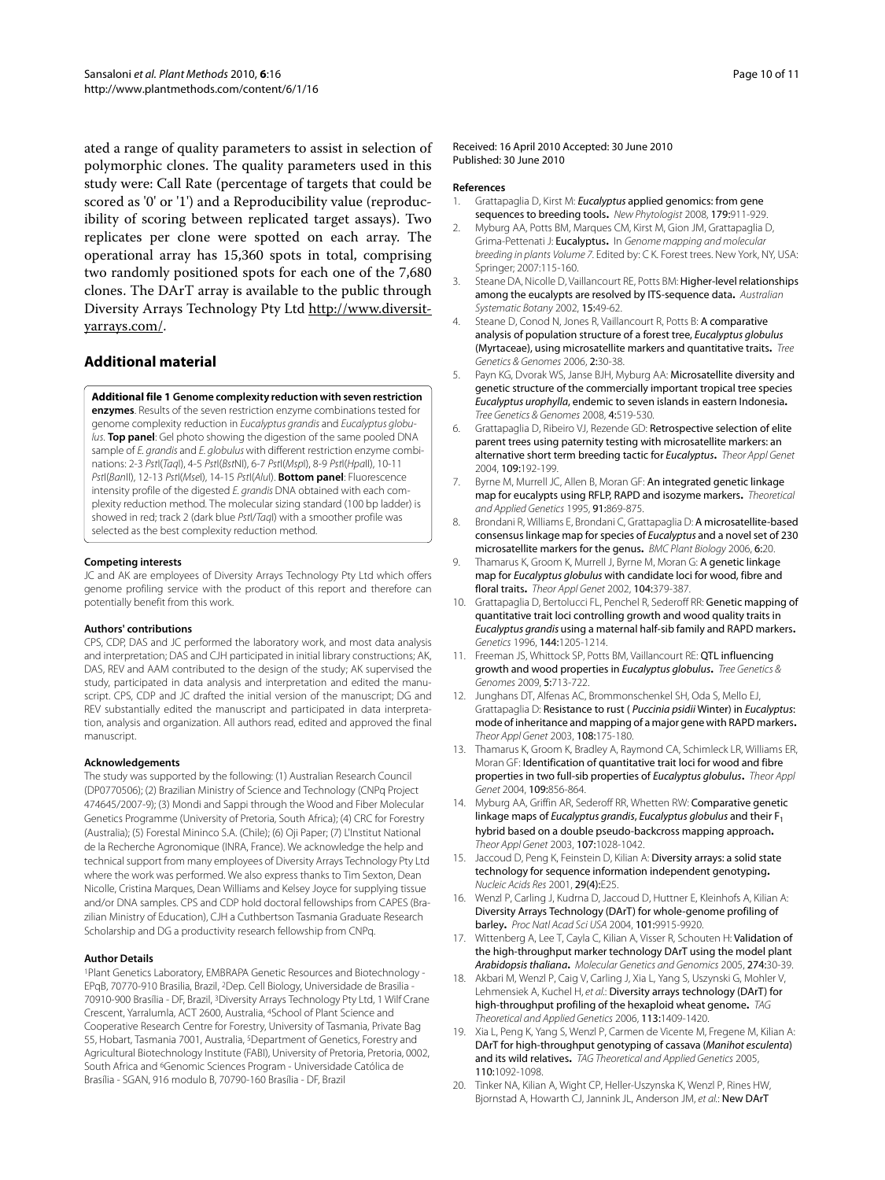ated a range of quality parameters to assist in selection of polymorphic clones. The quality parameters used in this study were: Call Rate (percentage of targets that could be scored as '0' or '1') and a Reproducibility value (reproducibility of scoring between replicated target assays). Two replicates per clone were spotted on each array. The operational array has 15,360 spots in total, comprising two randomly positioned spots for each one of the 7,680 clones. The DArT array is available to the public through Diversity Arrays Technology Pty Ltd http://www.diversityarrays.com/.

## Additional material

**Additional file 1 Genome complexity reduction with seven restriction enzymes**. Results of the seven restriction enzyme combinations tested for genome complexity reduction in *Eucalyptus grandis* and *Eucalyptus globulus*. **Top panel**: Gel photo showing the digestion of the same pooled DNA sample of *E. grandis* and *E. globulus* with different restriction enzyme combinations: 2-3 *Pst*I(*Taq*I), 4-5 *Pst*I(*Bst*NI), 6-7 *Pst*I(*Msp*I), 8-9 *Pst*I(*Hpa*II), 10-11 *Pst*I(*Ban*II), 12-13 *Pst*I(*Mse*I), 14-15 *Pst*I(*Alu*I). **Bottom panel**: Fluorescence intensity profile of the digested *E. grandis* DNA obtained with each complexity reduction method. The molecular sizing standard (100 bp ladder) is showed in red; track 2 (dark blue *PstI/TaqI*) with a smoother profile was selected as the best complexity reduction method.

#### Competing interests

JC and AK are employees of Diversity Arrays Technology Pty Ltd which offers genome profiling service with the product of this report and therefore can potentially benefit from this work.

#### Authors' contributions

CPS, CDP, DAS and JC performed the laboratory work, and most data analysis and interpretation; DAS and CJH participated in initial library constructions; AK, DAS, REV and AAM contributed to the design of the study; AK supervised the study, participated in data analysis and interpretation and edited the manuscript. CPS, CDP and JC drafted the initial version of the manuscript; DG and REV substantially edited the manuscript and participated in data interpretation, analysis and organization. All authors read, edited and approved the final manuscript.

#### Acknowledgements

The study was supported by the following: (1) Australian Research Council (DP0770506); (2) Brazilian Ministry of Science and Technology (CNPq Project 474645/2007-9); (3) Mondi and Sappi through the Wood and Fiber Molecular Genetics Programme (University of Pretoria, South Africa); (4) CRC for Forestry (Australia); (5) Forestal Mininco S.A. (Chile); (6) Oji Paper; (7) L'Institut National de la Recherche Agronomique (INRA, France). We acknowledge the help and technical support from many employees of Diversity Arrays Technology Pty Ltd where the work was performed. We also express thanks to Tim Sexton, Dean Nicolle, Cristina Marques, Dean Williams and Kelsey Joyce for supplying tissue and/or DNA samples. CPS and CDP hold doctoral fellowships from CAPES (Brazilian Ministry of Education), CJH a Cuthbertson Tasmania Graduate Research Scholarship and DG a productivity research fellowship from CNPq.

#### Author Details

[1]Plant Genetics Laboratory, EMBRAPA Genetic Resources and Biotechnology - EPqB, 70770-910 Brasilia, Brazil, [2]Dep. Cell Biology, Universidade de Brasilia - 70910-900 Brasília - DF, Brazil, [3]Diversity Arrays Technology Pty Ltd, 1 Wilf Crane Crescent, Yarralumla, ACT 2600, Australia, [4]School of Plant Science and Cooperative Research Centre for Forestry, University of Tasmania, Private Bag 55, Hobart, Tasmania 7001, Australia, [5]Department of Genetics, Forestry and Agricultural Biotechnology Institute (FABI), University of Pretoria, Pretoria, 0002, South Africa and [6]Genomic Sciences Program - Universidade Católica de Brasília - SGAN, 916 modulo B, 70790-160 Brasília - DF, Brazil

Received: 16 April 2010 Accepted: 30 June 2010
Published: 30 June 2010

#### References

1. Grattapaglia D, Kirst M: ***Eucalyptus* applied genomics: from gene sequences to breeding tools.** *New Phytologist* 2008, **179:**911-929.
2. Myburg AA, Potts BM, Marques CM, Kirst M, Gion JM, Grattapaglia D, Grima-Pettenati J: **Eucalyptus.** In *Genome mapping and molecular breeding in plants Volume 7*. Edited by: C K. Forest trees. New York, NY, USA: Springer; 2007:115-160.
3. Steane DA, Nicolle D, Vaillancourt RE, Potts BM: **Higher-level relationships among the eucalypts are resolved by ITS-sequence data.** *Australian Systematic Botany* 2002, **15:**49-62.
4. Steane D, Conod N, Jones R, Vaillancourt R, Potts B: **A comparative analysis of population structure of a forest tree, *Eucalyptus globulus* (Myrtaceae), using microsatellite markers and quantitative traits.** *Tree Genetics & Genomes* 2006, **2:**30-38.
5. Payn KG, Dvorak WS, Janse BJH, Myburg AA: **Microsatellite diversity and genetic structure of the commercially important tropical tree species *Eucalyptus urophylla*, endemic to seven islands in eastern Indonesia.** *Tree Genetics & Genomes* 2008, **4:**519-530.
6. Grattapaglia D, Ribeiro VJ, Rezende GD: **Retrospective selection of elite parent trees using paternity testing with microsatellite markers: an alternative short term breeding tactic for *Eucalyptus*.** *Theor Appl Genet* 2004, **109:**192-199.
7. Byrne M, Murrell JC, Allen B, Moran GF: **An integrated genetic linkage map for eucalypts using RFLP, RAPD and isozyme markers.** *Theoretical and Applied Genetics* 1995, **91:**869-875.
8. Brondani R, Williams E, Brondani C, Grattapaglia D: **A microsatellite-based consensus linkage map for species of *Eucalyptus* and a novel set of 230 microsatellite markers for the genus.** *BMC Plant Biology* 2006, **6:**20.
9. Thamarus K, Groom K, Murrell J, Byrne M, Moran G: **A genetic linkage map for *Eucalyptus globulus* with candidate loci for wood, fibre and floral traits.** *Theor Appl Genet* 2002, **104:**379-387.
10. Grattapaglia D, Bertolucci FL, Penchel R, Sederoff RR: **Genetic mapping of quantitative trait loci controlling growth and wood quality traits in *Eucalyptus grandis* using a maternal half-sib family and RAPD markers.** *Genetics* 1996, **144:**1205-1214.
11. Freeman JS, Whittock SP, Potts BM, Vaillancourt RE: **QTL influencing growth and wood properties in *Eucalyptus globulus*.** *Tree Genetics & Genomes* 2009, **5:**713-722.
12. Junghans DT, Alfenas AC, Brommonschenkel SH, Oda S, Mello EJ, Grattapaglia D: **Resistance to rust ( *Puccinia psidii* Winter) in *Eucalyptus*: mode of inheritance and mapping of a major gene with RAPD markers.** *Theor Appl Genet* 2003, **108:**175-180.
13. Thamarus K, Groom K, Bradley A, Raymond CA, Schimleck LR, Williams ER, Moran GF: **Identification of quantitative trait loci for wood and fibre properties in two full-sib properties of *Eucalyptus globulus*.** *Theor Appl Genet* 2004, **109:**856-864.
14. Myburg AA, Griffin AR, Sederoff RR, Whetten RW: **Comparative genetic linkage maps of *Eucalyptus grandis*, *Eucalyptus globulus* and their $F_1$ hybrid based on a double pseudo-backcross mapping approach.** *Theor Appl Genet* 2003, **107:**1028-1042.
15. Jaccoud D, Peng K, Feinstein D, Kilian A: **Diversity arrays: a solid state technology for sequence information independent genotyping.** *Nucleic Acids Res* 2001, **29(4):**E25.
16. Wenzl P, Carling J, Kudrna D, Jaccoud D, Huttner E, Kleinhofs A, Kilian A: **Diversity Arrays Technology (DArT) for whole-genome profiling of barley.** *Proc Natl Acad Sci USA* 2004, **101:**9915-9920.
17. Wittenberg A, Lee T, Cayla C, Kilian A, Visser R, Schouten H: **Validation of the high-throughput marker technology DArT using the model plant *Arabidopsis thaliana*.** *Molecular Genetics and Genomics* 2005, **274:**30-39.
18. Akbari M, Wenzl P, Caig V, Carling J, Xia L, Yang S, Uszynski G, Mohler V, Lehmensiek A, Kuchel H, *et al.*: **Diversity arrays technology (DArT) for high-throughput profiling of the hexaploid wheat genome.** *TAG Theoretical and Applied Genetics* 2006, **113:**1409-1420.
19. Xia L, Peng K, Yang S, Wenzl P, Carmen de Vicente M, Fregene M, Kilian A: **DArT for high-throughput genotyping of cassava (*Manihot esculenta*) and its wild relatives.** *TAG Theoretical and Applied Genetics* 2005, **110:**1092-1098.
20. Tinker NA, Kilian A, Wight CP, Heller-Uszynska K, Wenzl P, Rines HW, Bjornstad A, Howarth CJ, Jannink JL, Anderson JM, *et al.*: **New DArT**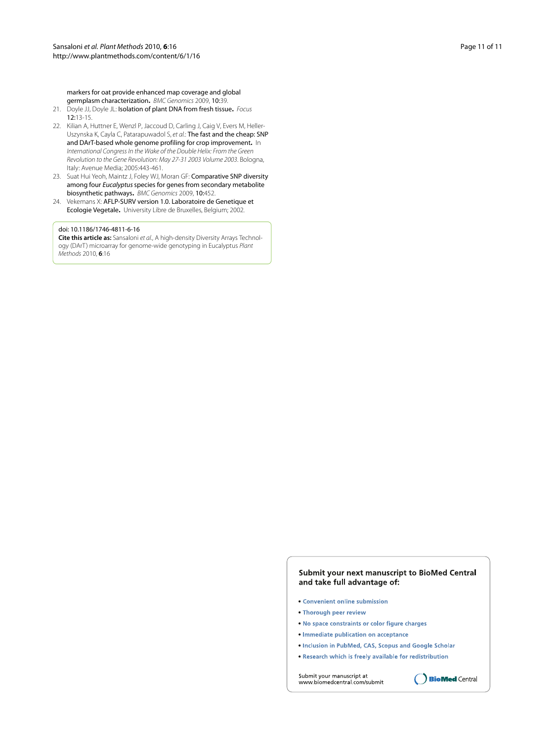markers for oat provide enhanced map coverage and global germplasm characterization. *BMC Genomics* 2009, **10**:39.

21. Doyle JJ, Doyle JL: **Isolation of plant DNA from fresh tissue.** *Focus* **12**:13-15.
22. Kilian A, Huttner E, Wenzl P, Jaccoud D, Carling J, Caig V, Evers M, Heller-Uszynska K, Cayla C, Patarapuwadol S, *et al.*: **The fast and the cheap: SNP and DArT-based whole genome profiling for crop improvement.** In *International Congress In the Wake of the Double Helix: From the Green Revolution to the Gene Revolution: May 27-31 2003 Volume 2003*. Bologna, Italy: Avenue Media; 2005:443-461.
23. Suat Hui Yeoh, Maintz J, Foley WJ, Moran GF: **Comparative SNP diversity among four *Eucalyptus* species for genes from secondary metabolite biosynthetic pathways.** *BMC Genomics* 2009, **10**:452.
24. Vekemans X: **AFLP-SURV version 1.0. Laboratoire de Genetique et Ecologie Vegetale.** University Libre de Bruxelles, Belgium; 2002.

doi: 10.1186/1746-4811-6-16

**Cite this article as:** Sansaloni *et al.*, A high-density Diversity Arrays Technology (DArT) microarray for genome-wide genotyping in Eucalyptus *Plant Methods* 2010, **6**:16

**Submit your next manuscript to BioMed Central and take full advantage of:**

- Convenient online submission
- Thorough peer review
- No space constraints or color figure charges
- Immediate publication on acceptance
- Inclusion in PubMed, CAS, Scopus and Google Scholar
- Research which is freely available for redistribution

Submit your manuscript at www.biomedcentral.com/submit

BioMed Central